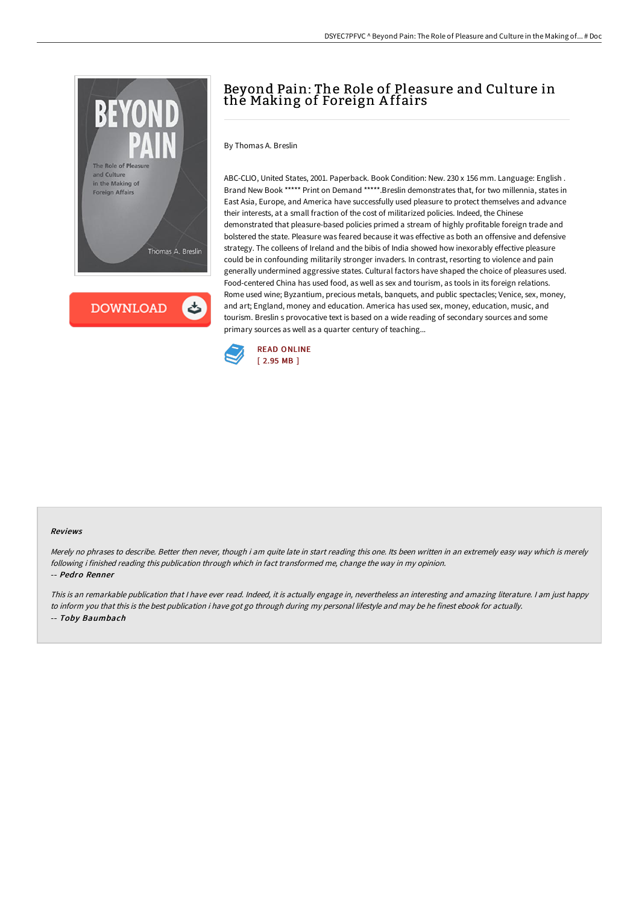# Beyond Pain: The Role of Pleasure and Culture in the Making of Foreign Affairs

By Thomas A. Breslin

ABC-CLIO, United States, 2001. Paperback. Book Condition: New. 230 x 156 mm. Language: English . Brand New Book ***** Print on Demand *****.Breslin demonstrates that, for two millennia, states in East Asia, Europe, and America have successfully used pleasure to protect themselves and advance their interests, at a small fraction of the cost of militarized policies. Indeed, the Chinese demonstrated that pleasure-based policies primed a stream of highly profitable foreign trade and bolstered the state. Pleasure was feared because it was effective as both an offensive and defensive strategy. The colleens of Ireland and the bibis of India showed how inexorably effective pleasure could be in confounding militarily stronger invaders. In contrast, resorting to violence and pain generally undermined aggressive states. Cultural factors have shaped the choice of pleasures used. Food-centered China has used food, as well as sex and tourism, as tools in its foreign relations. Rome used wine; Byzantium, precious metals, banquets, and public spectacles; Venice, sex, money, and art; England, money and education. America has used sex, money, education, music, and tourism. Breslin s provocative text is based on a wide reading of secondary sources and some primary sources as well as a quarter century of teaching...

READ ONLINE
[ 2.95 MB ]

## Reviews

*Merely no phrases to describe. Better then never, though i am quite late in start reading this one. Its been written in an extremely easy way which is merely following i finished reading this publication through which in fact transformed me, change the way in my opinion.*

*-- Pedro Renner*

*This is an remarkable publication that I have ever read. Indeed, it is actually engage in, nevertheless an interesting and amazing literature. I am just happy to inform you that this is the best publication i have got go through during my personal lifestyle and may be he finest ebook for actually.*

*-- Toby Baumbach*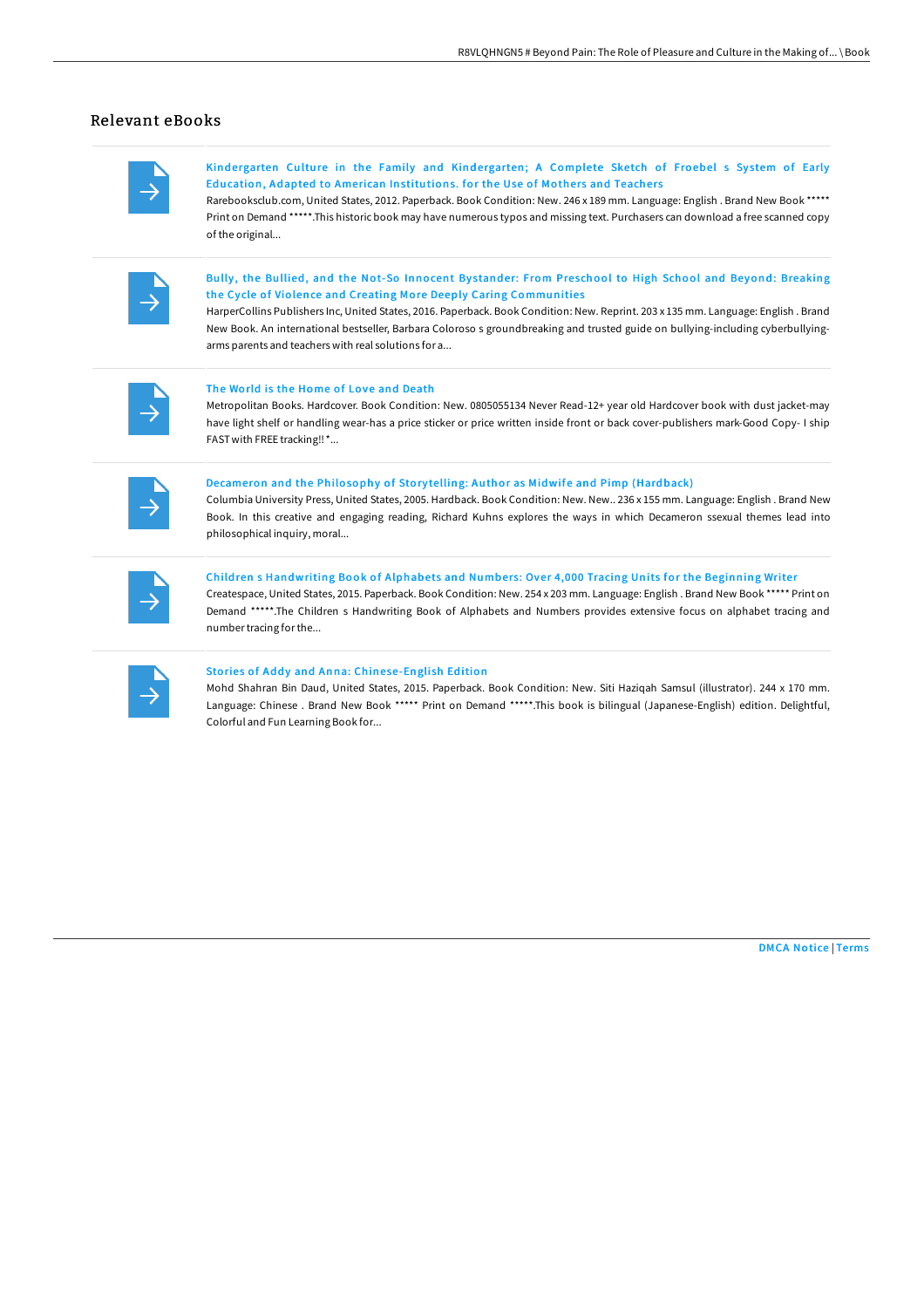## Relevant eBooks

**Kindergarten Culture in the Family and Kindergarten; A Complete Sketch of Froebel s System of Early Education, Adapted to American Institutions. for the Use of Mothers and Teachers**

Rarebooksclub.com, United States, 2012. Paperback. Book Condition: New. 246 x 189 mm. Language: English . Brand New Book ***** Print on Demand *****.This historic book may have numerous typos and missing text. Purchasers can download a free scanned copy of the original...

**Bully, the Bullied, and the Not-So Innocent Bystander: From Preschool to High School and Beyond: Breaking the Cycle of Violence and Creating More Deeply Caring Communities**

HarperCollins Publishers Inc, United States, 2016. Paperback. Book Condition: New. Reprint. 203 x 135 mm. Language: English . Brand New Book. An international bestseller, Barbara Coloroso s groundbreaking and trusted guide on bullying-including cyberbullying-arms parents and teachers with real solutions for a...

**The World is the Home of Love and Death**

Metropolitan Books. Hardcover. Book Condition: New. 0805055134 Never Read-12+ year old Hardcover book with dust jacket-may have light shelf or handling wear-has a price sticker or price written inside front or back cover-publishers mark-Good Copy- I ship FAST with FREE tracking!! *...

**Decameron and the Philosophy of Storytelling: Author as Midwife and Pimp (Hardback)**

Columbia University Press, United States, 2005. Hardback. Book Condition: New. New.. 236 x 155 mm. Language: English . Brand New Book. In this creative and engaging reading, Richard Kuhns explores the ways in which Decameron ssexual themes lead into philosophical inquiry, moral...

**Children s Handwriting Book of Alphabets and Numbers: Over 4,000 Tracing Units for the Beginning Writer**

Createspace, United States, 2015. Paperback. Book Condition: New. 254 x 203 mm. Language: English . Brand New Book ***** Print on Demand *****.The Children s Handwriting Book of Alphabets and Numbers provides extensive focus on alphabet tracing and number tracing for the...

**Stories of Addy and Anna: Chinese-English Edition**

Mohd Shahran Bin Daud, United States, 2015. Paperback. Book Condition: New. Siti Haziqah Samsul (illustrator). 244 x 170 mm. Language: Chinese . Brand New Book ***** Print on Demand *****.This book is bilingual (Japanese-English) edition. Delightful, Colorful and Fun Learning Book for...